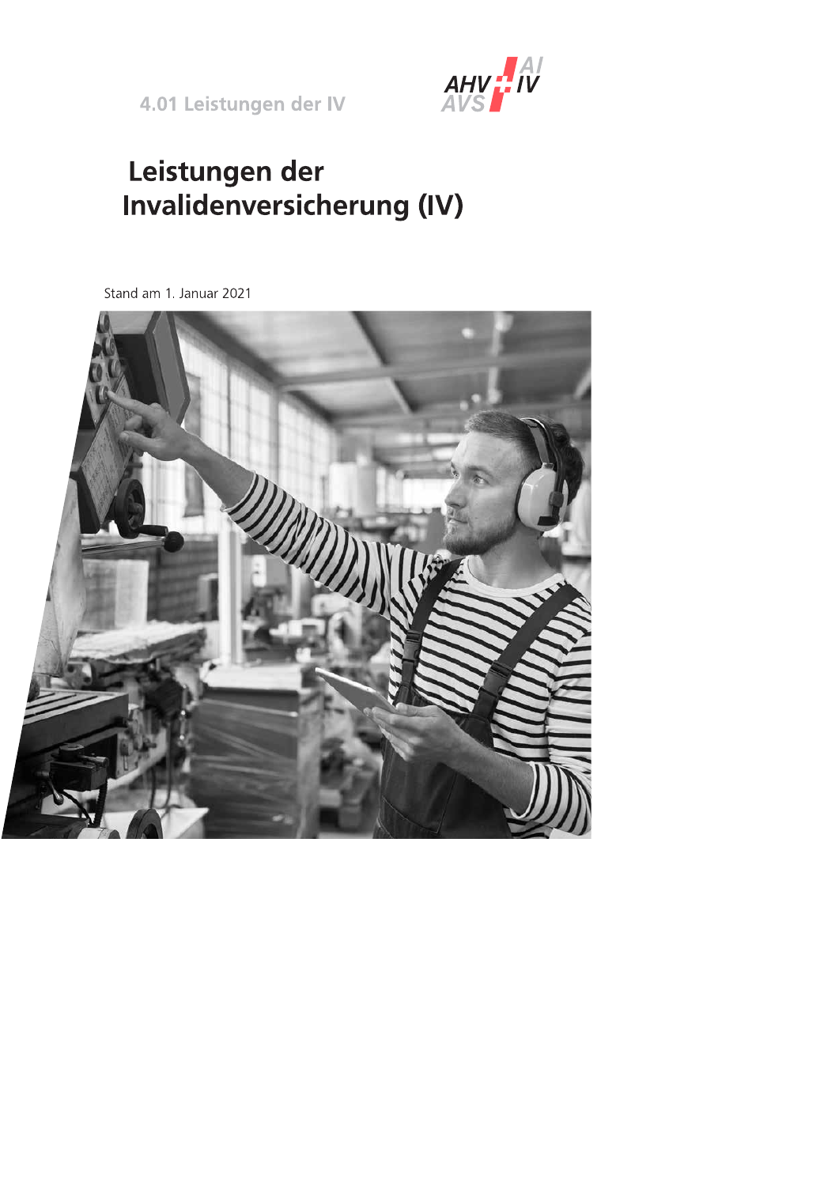4.01 Leistungen der IV

# Leistungen der Invalidenversicherung (IV)

Stand am 1. Januar 2021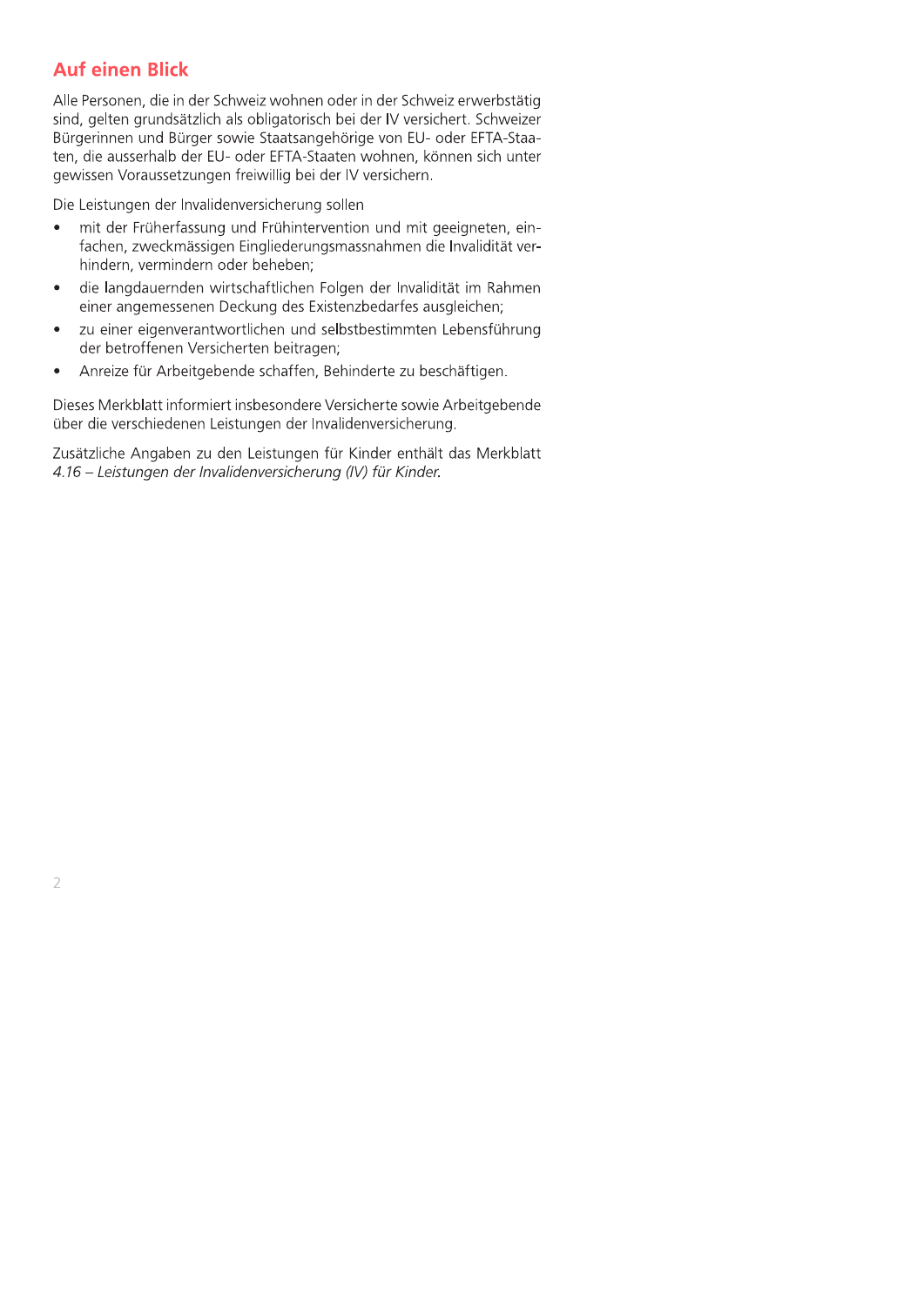# Auf einen Blick

Alle Personen, die in der Schweiz wohnen oder in der Schweiz erwerbstätig sind, gelten grundsätzlich als obligatorisch bei der IV versichert. Schweizer Bürgerinnen und Bürger sowie Staatsangehörige von EU- oder EFTA-Staaten, die ausserhalb der EU- oder EFTA-Staaten wohnen, können sich unter gewissen Voraussetzungen freiwillig bei der IV versichern.

Die Leistungen der Invalidenversicherung sollen

- mit der Früherfassung und Frühintervention und mit geeigneten, einfachen, zweckmässigen Eingliederungsmassnahmen die Invalidität verhindern, vermindern oder beheben;
- die langdauernden wirtschaftlichen Folgen der Invalidität im Rahmen einer angemessenen Deckung des Existenzbedarfes ausgleichen;
- zu einer eigenverantwortlichen und selbstbestimmten Lebensführung der betroffenen Versicherten beitragen;
- Anreize für Arbeitgebende schaffen, Behinderte zu beschäftigen.

Dieses Merkblatt informiert insbesondere Versicherte sowie Arbeitgebende über die verschiedenen Leistungen der Invalidenversicherung.

Zusätzliche Angaben zu den Leistungen für Kinder enthält das Merkblatt *4.16 – Leistungen der Invalidenversicherung (IV) für Kinder.*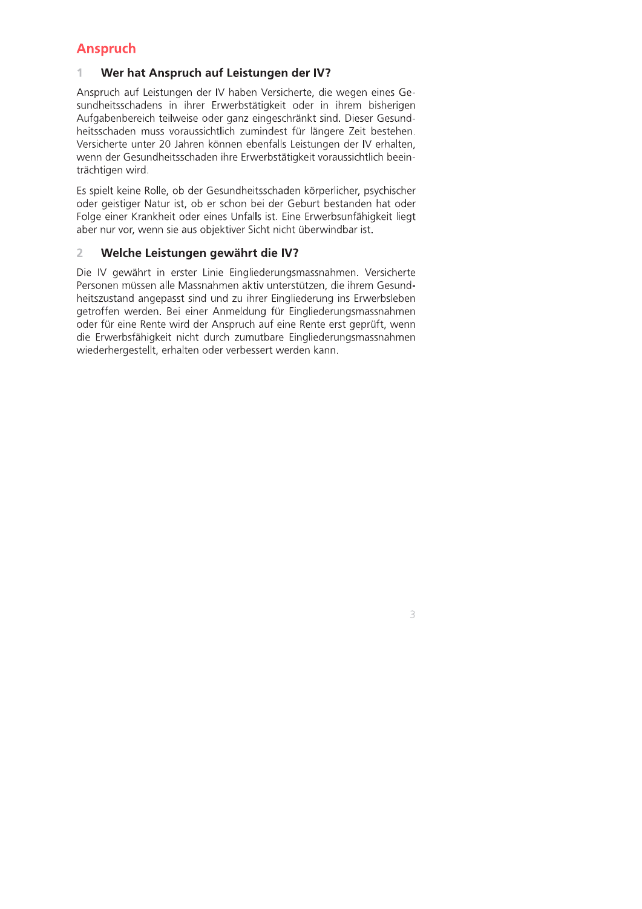# Anspruch

## 1 Wer hat Anspruch auf Leistungen der IV?

Anspruch auf Leistungen der IV haben Versicherte, die wegen eines Gesundheitsschadens in ihrer Erwerbstätigkeit oder in ihrem bisherigen Aufgabenbereich teilweise oder ganz eingeschränkt sind. Dieser Gesundheitsschaden muss voraussichtlich zumindest für längere Zeit bestehen. Versicherte unter 20 Jahren können ebenfalls Leistungen der IV erhalten, wenn der Gesundheitsschaden ihre Erwerbstätigkeit voraussichtlich beeinträchtigen wird.

Es spielt keine Rolle, ob der Gesundheitsschaden körperlicher, psychischer oder geistiger Natur ist, ob er schon bei der Geburt bestanden hat oder Folge einer Krankheit oder eines Unfalls ist. Eine Erwerbsunfähigkeit liegt aber nur vor, wenn sie aus objektiver Sicht nicht überwindbar ist.

## 2 Welche Leistungen gewährt die IV?

Die IV gewährt in erster Linie Eingliederungsmassnahmen. Versicherte Personen müssen alle Massnahmen aktiv unterstützen, die ihrem Gesundheitszustand angepasst sind und zu ihrer Eingliederung ins Erwerbsleben getroffen werden. Bei einer Anmeldung für Eingliederungsmassnahmen oder für eine Rente wird der Anspruch auf eine Rente erst geprüft, wenn die Erwerbsfähigkeit nicht durch zumutbare Eingliederungsmassnahmen wiederhergestellt, erhalten oder verbessert werden kann.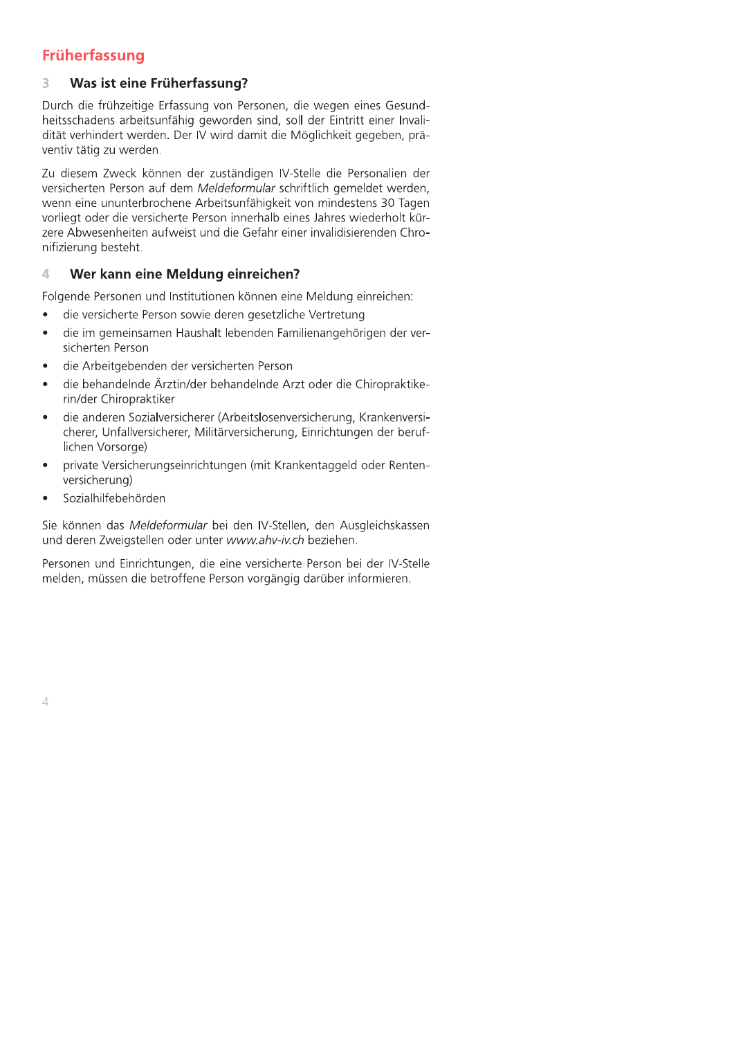# Früherfassung

## 3 Was ist eine Früherfassung?

Durch die frühzeitige Erfassung von Personen, die wegen eines Gesundheitsschadens arbeitsunfähig geworden sind, soll der Eintritt einer Invalidität verhindert werden. Der IV wird damit die Möglichkeit gegeben, präventiv tätig zu werden.

Zu diesem Zweck können der zuständigen IV-Stelle die Personalien der versicherten Person auf dem *Meldeformular* schriftlich gemeldet werden, wenn eine ununterbrochene Arbeitsunfähigkeit von mindestens 30 Tagen vorliegt oder die versicherte Person innerhalb eines Jahres wiederholt kürzere Abwesenheiten aufweist und die Gefahr einer invalidisierenden Chronifizierung besteht.

## 4 Wer kann eine Meldung einreichen?

Folgende Personen und Institutionen können eine Meldung einreichen:

- die versicherte Person sowie deren gesetzliche Vertretung
- die im gemeinsamen Haushalt lebenden Familienangehörigen der versicherten Person
- die Arbeitgebenden der versicherten Person
- die behandelnde Ärztin/der behandelnde Arzt oder die Chiropraktikerin/der Chiropraktiker
- die anderen Sozialversicherer (Arbeitslosenversicherung, Krankenversicherer, Unfallversicherer, Militärversicherung, Einrichtungen der beruflichen Vorsorge)
- private Versicherungseinrichtungen (mit Krankentaggeld oder Rentenversicherung)
- Sozialhilfebehörden

Sie können das *Meldeformular* bei den IV-Stellen, den Ausgleichskassen und deren Zweigstellen oder unter *www.ahv-iv.ch* beziehen.

Personen und Einrichtungen, die eine versicherte Person bei der IV-Stelle melden, müssen die betroffene Person vorgängig darüber informieren.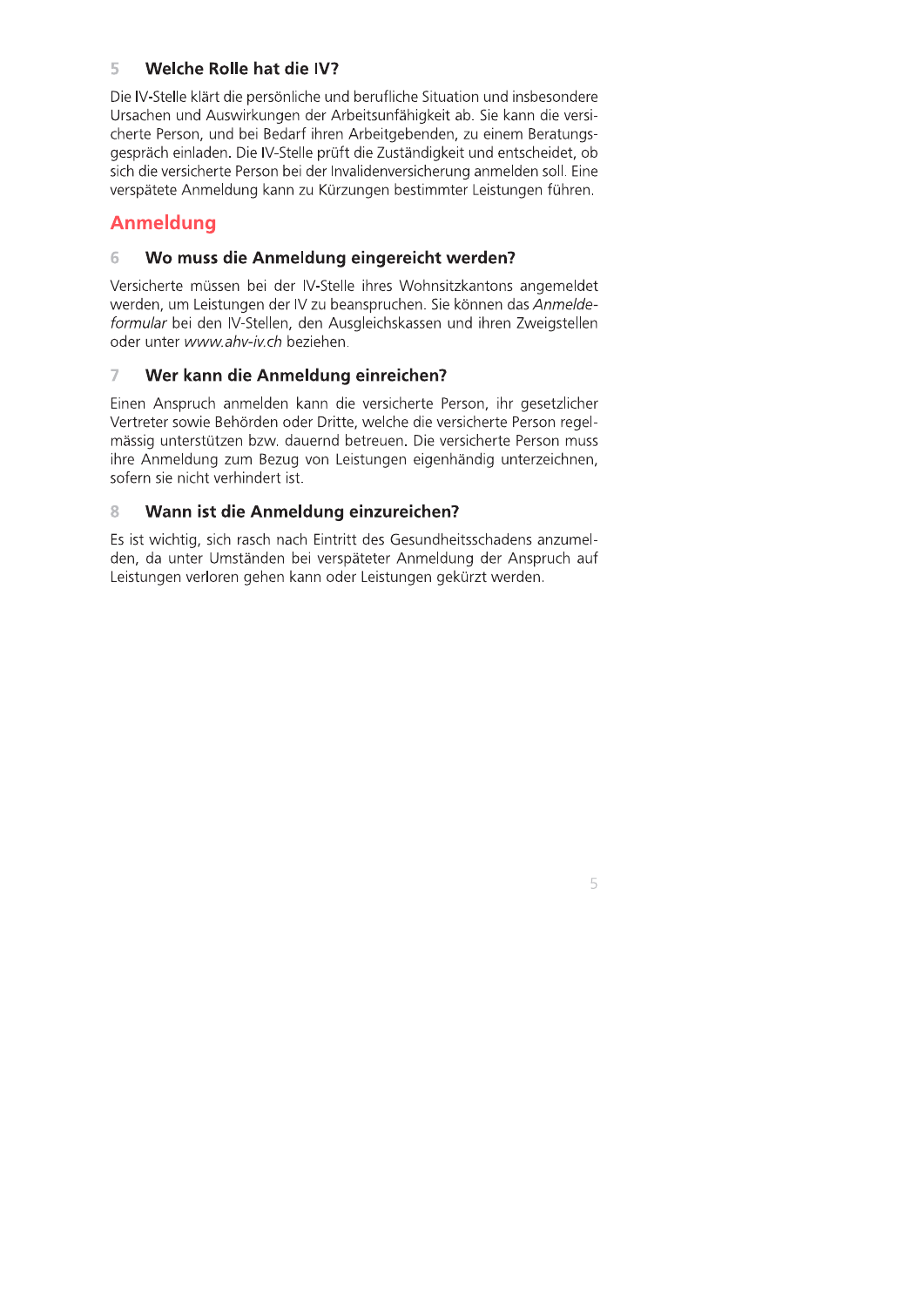### 5 Welche Rolle hat die IV?

Die IV-Stelle klärt die persönliche und berufliche Situation und insbesondere Ursachen und Auswirkungen der Arbeitsunfähigkeit ab. Sie kann die versicherte Person, und bei Bedarf ihren Arbeitgebenden, zu einem Beratungsgespräch einladen. Die IV-Stelle prüft die Zuständigkeit und entscheidet, ob sich die versicherte Person bei der Invalidenversicherung anmelden soll. Eine verspätete Anmeldung kann zu Kürzungen bestimmter Leistungen führen.

## Anmeldung

### 6 Wo muss die Anmeldung eingereicht werden?

Versicherte müssen bei der IV-Stelle ihres Wohnsitzkantons angemeldet werden, um Leistungen der IV zu beanspruchen. Sie können das *Anmeldeformular* bei den IV-Stellen, den Ausgleichskassen und ihren Zweigstellen oder unter *www.ahv-iv.ch* beziehen.

### 7 Wer kann die Anmeldung einreichen?

Einen Anspruch anmelden kann die versicherte Person, ihr gesetzlicher Vertreter sowie Behörden oder Dritte, welche die versicherte Person regelmässig unterstützen bzw. dauernd betreuen. Die versicherte Person muss ihre Anmeldung zum Bezug von Leistungen eigenhändig unterzeichnen, sofern sie nicht verhindert ist.

### 8 Wann ist die Anmeldung einzureichen?

Es ist wichtig, sich rasch nach Eintritt des Gesundheitsschadens anzumelden, da unter Umständen bei verspäteter Anmeldung der Anspruch auf Leistungen verloren gehen kann oder Leistungen gekürzt werden.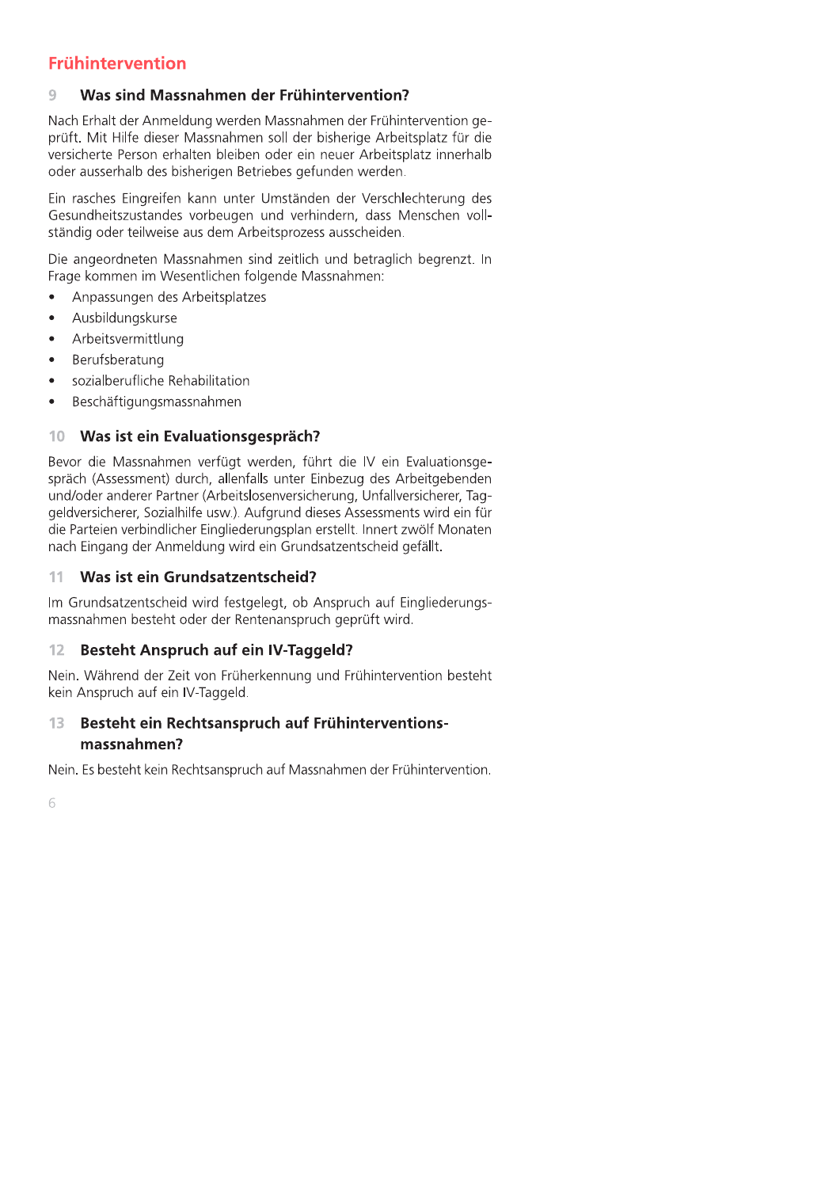# Frühintervention

## 9 Was sind Massnahmen der Frühintervention?

Nach Erhalt der Anmeldung werden Massnahmen der Frühintervention geprüft. Mit Hilfe dieser Massnahmen soll der bisherige Arbeitsplatz für die versicherte Person erhalten bleiben oder ein neuer Arbeitsplatz innerhalb oder ausserhalb des bisherigen Betriebes gefunden werden.

Ein rasches Eingreifen kann unter Umständen der Verschlechterung des Gesundheitszustandes vorbeugen und verhindern, dass Menschen vollständig oder teilweise aus dem Arbeitsprozess ausscheiden.

Die angeordneten Massnahmen sind zeitlich und betraglich begrenzt. In Frage kommen im Wesentlichen folgende Massnahmen:

- Anpassungen des Arbeitsplatzes
- Ausbildungskurse
- Arbeitsvermittlung
- Berufsberatung
- sozialberufliche Rehabilitation
- Beschäftigungsmassnahmen

## 10 Was ist ein Evaluationsgespräch?

Bevor die Massnahmen verfügt werden, führt die IV ein Evaluationsgespräch (Assessment) durch, allenfalls unter Einbezug des Arbeitgebenden und/oder anderer Partner (Arbeitslosenversicherung, Unfallversicherer, Taggeldversicherer, Sozialhilfe usw.). Aufgrund dieses Assessments wird ein für die Parteien verbindlicher Eingliederungsplan erstellt. Innert zwölf Monaten nach Eingang der Anmeldung wird ein Grundsatzentscheid gefällt.

## 11 Was ist ein Grundsatzentscheid?

Im Grundsatzentscheid wird festgelegt, ob Anspruch auf Eingliederungsmassnahmen besteht oder der Rentenanspruch geprüft wird.

## 12 Besteht Anspruch auf ein IV-Taggeld?

Nein. Während der Zeit von Früherkennung und Frühintervention besteht kein Anspruch auf ein IV-Taggeld.

## 13 Besteht ein Rechtsanspruch auf Frühinterventionsmassnahmen?

Nein. Es besteht kein Rechtsanspruch auf Massnahmen der Frühintervention.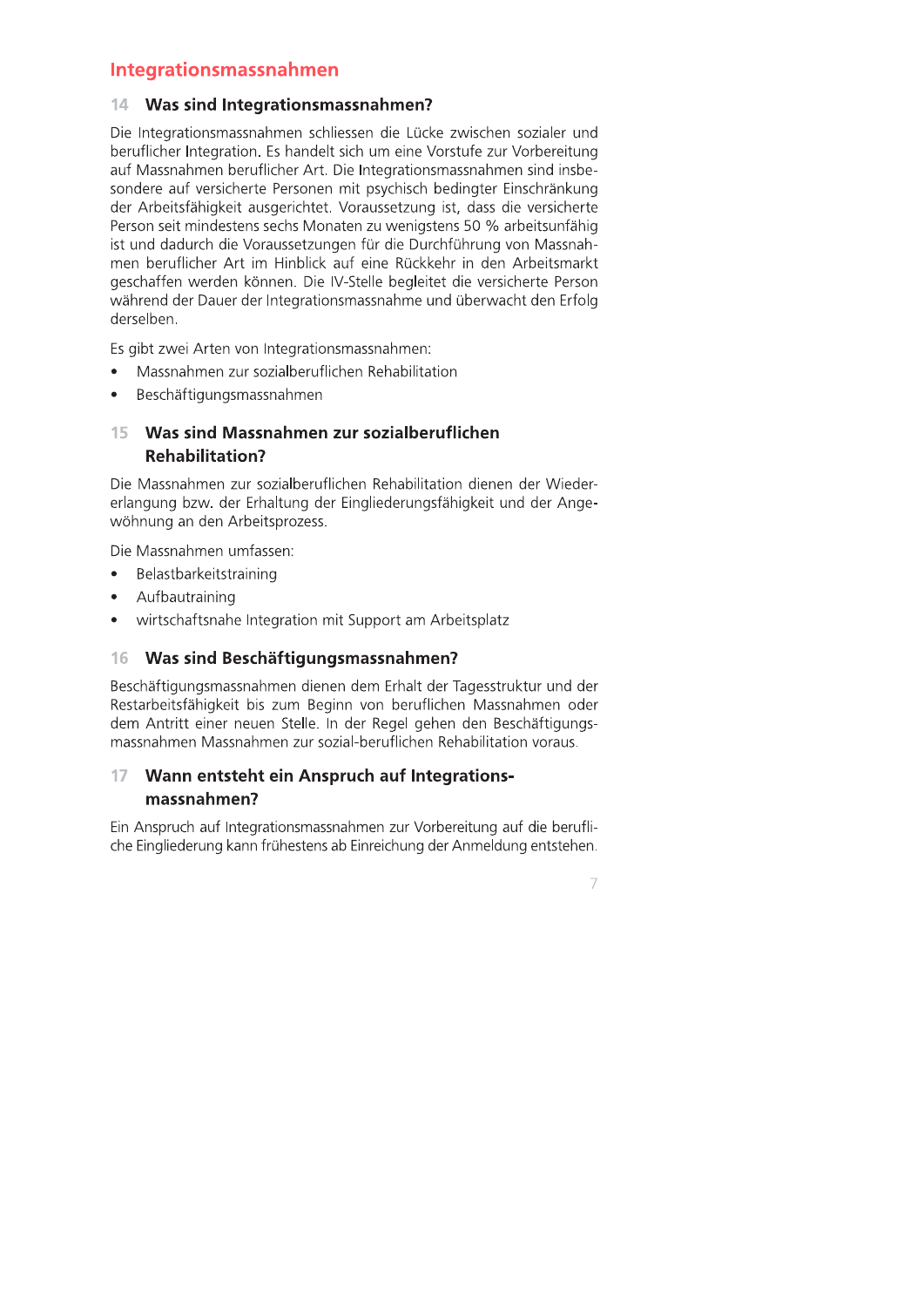# Integrationsmassnahmen

## 14 Was sind Integrationsmassnahmen?

Die Integrationsmassnahmen schliessen die Lücke zwischen sozialer und beruflicher Integration. Es handelt sich um eine Vorstufe zur Vorbereitung auf Massnahmen beruflicher Art. Die Integrationsmassnahmen sind insbesondere auf versicherte Personen mit psychisch bedingter Einschränkung der Arbeitsfähigkeit ausgerichtet. Voraussetzung ist, dass die versicherte Person seit mindestens sechs Monaten zu wenigstens 50 % arbeitsunfähig ist und dadurch die Voraussetzungen für die Durchführung von Massnahmen beruflicher Art im Hinblick auf eine Rückkehr in den Arbeitsmarkt geschaffen werden können. Die IV-Stelle begleitet die versicherte Person während der Dauer der Integrationsmassnahme und überwacht den Erfolg derselben.

Es gibt zwei Arten von Integrationsmassnahmen:

- Massnahmen zur sozialberuflichen Rehabilitation
- Beschäftigungsmassnahmen

## 15 Was sind Massnahmen zur sozialberuflichen Rehabilitation?

Die Massnahmen zur sozialberuflichen Rehabilitation dienen der Wiedererlangung bzw. der Erhaltung der Eingliederungsfähigkeit und der Angewöhnung an den Arbeitsprozess.

Die Massnahmen umfassen:

- Belastbarkeitstraining
- Aufbautraining
- wirtschaftsnahe Integration mit Support am Arbeitsplatz

## 16 Was sind Beschäftigungsmassnahmen?

Beschäftigungsmassnahmen dienen dem Erhalt der Tagesstruktur und der Restarbeitsfähigkeit bis zum Beginn von beruflichen Massnahmen oder dem Antritt einer neuen Stelle. In der Regel gehen den Beschäftigungsmassnahmen Massnahmen zur sozial-beruflichen Rehabilitation voraus.

## 17 Wann entsteht ein Anspruch auf Integrationsmassnahmen?

Ein Anspruch auf Integrationsmassnahmen zur Vorbereitung auf die berufliche Eingliederung kann frühestens ab Einreichung der Anmeldung entstehen.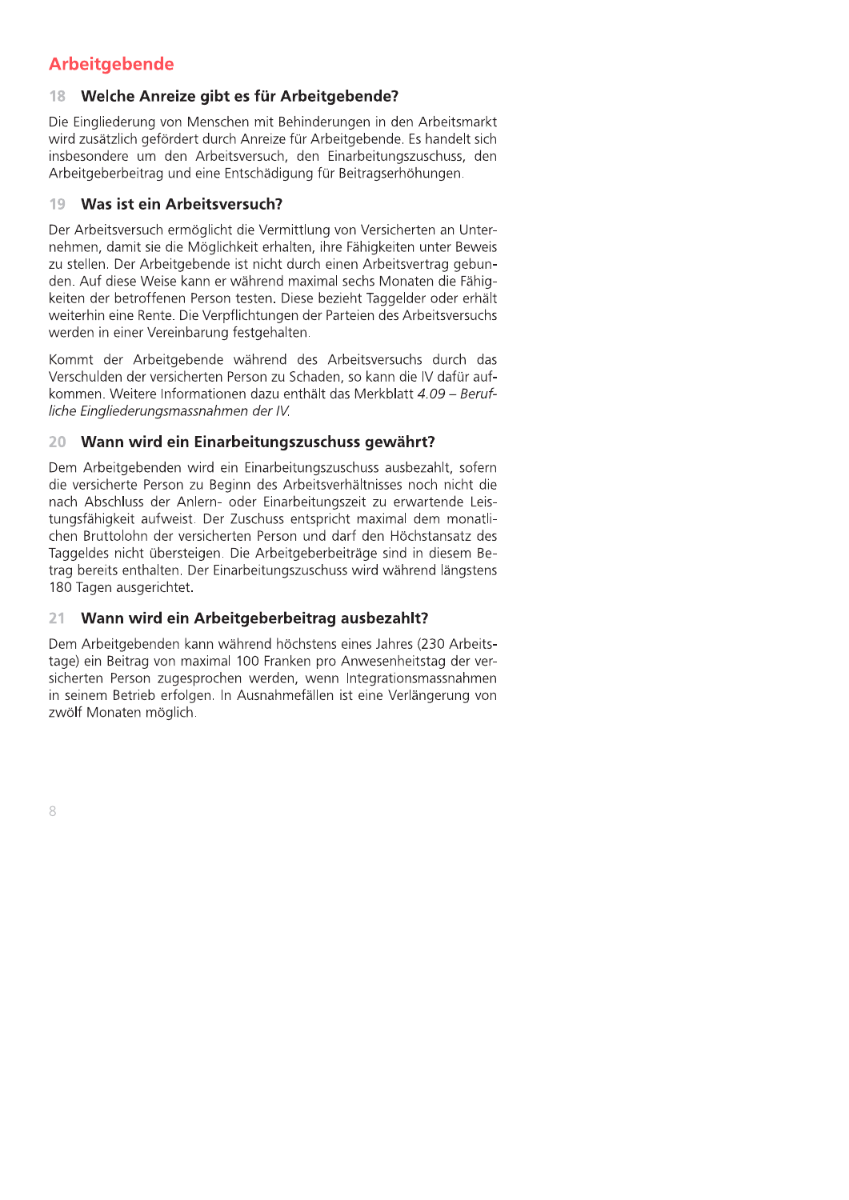# Arbeitgebende

## 18 Welche Anreize gibt es für Arbeitgebende?

Die Eingliederung von Menschen mit Behinderungen in den Arbeitsmarkt wird zusätzlich gefördert durch Anreize für Arbeitgebende. Es handelt sich insbesondere um den Arbeitsversuch, den Einarbeitungszuschuss, den Arbeitgeberbeitrag und eine Entschädigung für Beitragserhöhungen.

## 19 Was ist ein Arbeitsversuch?

Der Arbeitsversuch ermöglicht die Vermittlung von Versicherten an Unternehmen, damit sie die Möglichkeit erhalten, ihre Fähigkeiten unter Beweis zu stellen. Der Arbeitgebende ist nicht durch einen Arbeitsvertrag gebunden. Auf diese Weise kann er während maximal sechs Monaten die Fähigkeiten der betroffenen Person testen. Diese bezieht Taggelder oder erhält weiterhin eine Rente. Die Verpflichtungen der Parteien des Arbeitsversuchs werden in einer Vereinbarung festgehalten.

Kommt der Arbeitgebende während des Arbeitsversuchs durch das Verschulden der versicherten Person zu Schaden, so kann die IV dafür aufkommen. Weitere Informationen dazu enthält das Merkblatt *4.09 – Berufliche Eingliederungsmassnahmen der IV*.

## 20 Wann wird ein Einarbeitungszuschuss gewährt?

Dem Arbeitgebenden wird ein Einarbeitungszuschuss ausbezahlt, sofern die versicherte Person zu Beginn des Arbeitsverhältnisses noch nicht die nach Abschluss der Anlern- oder Einarbeitungszeit zu erwartende Leistungsfähigkeit aufweist. Der Zuschuss entspricht maximal dem monatlichen Bruttolohn der versicherten Person und darf den Höchstansatz des Taggeldes nicht übersteigen. Die Arbeitgeberbeiträge sind in diesem Betrag bereits enthalten. Der Einarbeitungszuschuss wird während längstens 180 Tagen ausgerichtet.

## 21 Wann wird ein Arbeitgeberbeitrag ausbezahlt?

Dem Arbeitgebenden kann während höchstens eines Jahres (230 Arbeitstage) ein Beitrag von maximal 100 Franken pro Anwesenheitstag der versicherten Person zugesprochen werden, wenn Integrationsmassnahmen in seinem Betrieb erfolgen. In Ausnahmefällen ist eine Verlängerung von zwölf Monaten möglich.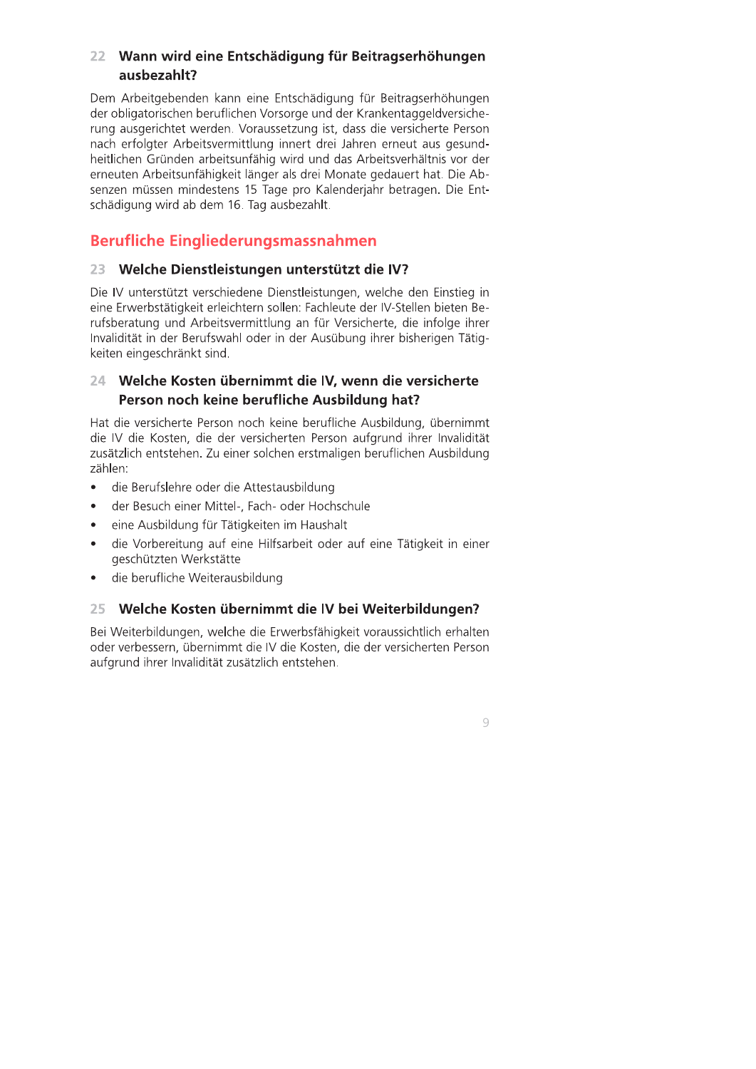### 22 Wann wird eine Entschädigung für Beitragserhöhungen ausbezahlt?

Dem Arbeitgebenden kann eine Entschädigung für Beitragserhöhungen der obligatorischen beruflichen Vorsorge und der Krankentaggeldversicherung ausgerichtet werden. Voraussetzung ist, dass die versicherte Person nach erfolgter Arbeitsvermittlung innert drei Jahren erneut aus gesundheitlichen Gründen arbeitsunfähig wird und das Arbeitsverhältnis vor der erneuten Arbeitsunfähigkeit länger als drei Monate gedauert hat. Die Absenzen müssen mindestens 15 Tage pro Kalenderjahr betragen. Die Entschädigung wird ab dem 16. Tag ausbezahlt.

## Berufliche Eingliederungsmassnahmen

### 23 Welche Dienstleistungen unterstützt die IV?

Die IV unterstützt verschiedene Dienstleistungen, welche den Einstieg in eine Erwerbstätigkeit erleichtern sollen: Fachleute der IV-Stellen bieten Berufsberatung und Arbeitsvermittlung an für Versicherte, die infolge ihrer Invalidität in der Berufswahl oder in der Ausübung ihrer bisherigen Tätigkeiten eingeschränkt sind.

### 24 Welche Kosten übernimmt die IV, wenn die versicherte Person noch keine berufliche Ausbildung hat?

Hat die versicherte Person noch keine berufliche Ausbildung, übernimmt die IV die Kosten, die der versicherten Person aufgrund ihrer Invalidität zusätzlich entstehen. Zu einer solchen erstmaligen beruflichen Ausbildung zählen:

- die Berufslehre oder die Attestausbildung
- der Besuch einer Mittel-, Fach- oder Hochschule
- eine Ausbildung für Tätigkeiten im Haushalt
- die Vorbereitung auf eine Hilfsarbeit oder auf eine Tätigkeit in einer geschützten Werkstätte
- die berufliche Weiterausbildung

### 25 Welche Kosten übernimmt die IV bei Weiterbildungen?

Bei Weiterbildungen, welche die Erwerbsfähigkeit voraussichtlich erhalten oder verbessern, übernimmt die IV die Kosten, die der versicherten Person aufgrund ihrer Invalidität zusätzlich entstehen.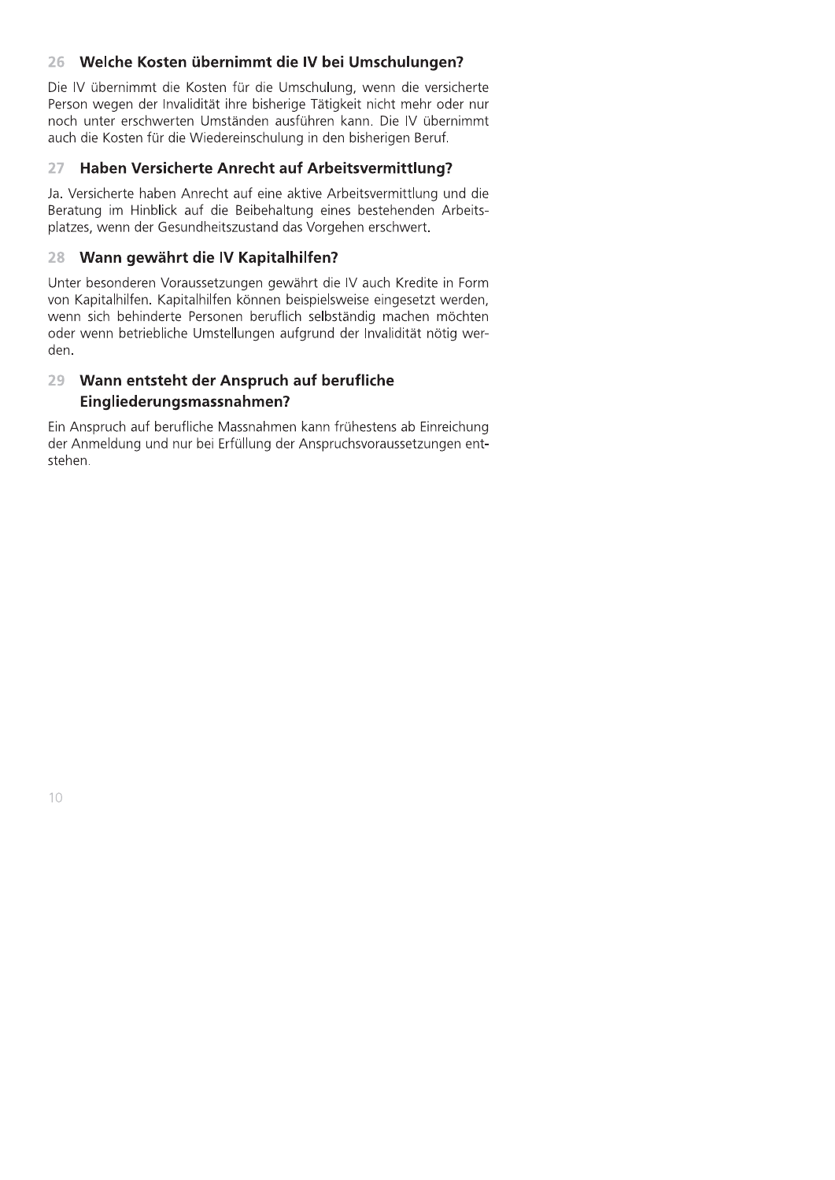## 26 Welche Kosten übernimmt die IV bei Umschulungen?

Die IV übernimmt die Kosten für die Umschulung, wenn die versicherte Person wegen der Invalidität ihre bisherige Tätigkeit nicht mehr oder nur noch unter erschwerten Umständen ausführen kann. Die IV übernimmt auch die Kosten für die Wiedereinschulung in den bisherigen Beruf.

## 27 Haben Versicherte Anrecht auf Arbeitsvermittlung?

Ja. Versicherte haben Anrecht auf eine aktive Arbeitsvermittlung und die Beratung im Hinblick auf die Beibehaltung eines bestehenden Arbeitsplatzes, wenn der Gesundheitszustand das Vorgehen erschwert.

## 28 Wann gewährt die IV Kapitalhilfen?

Unter besonderen Voraussetzungen gewährt die IV auch Kredite in Form von Kapitalhilfen. Kapitalhilfen können beispielsweise eingesetzt werden, wenn sich behinderte Personen beruflich selbständig machen möchten oder wenn betriebliche Umstellungen aufgrund der Invalidität nötig werden.

## 29 Wann entsteht der Anspruch auf berufliche Eingliederungsmassnahmen?

Ein Anspruch auf berufliche Massnahmen kann frühestens ab Einreichung der Anmeldung und nur bei Erfüllung der Anspruchsvoraussetzungen entstehen.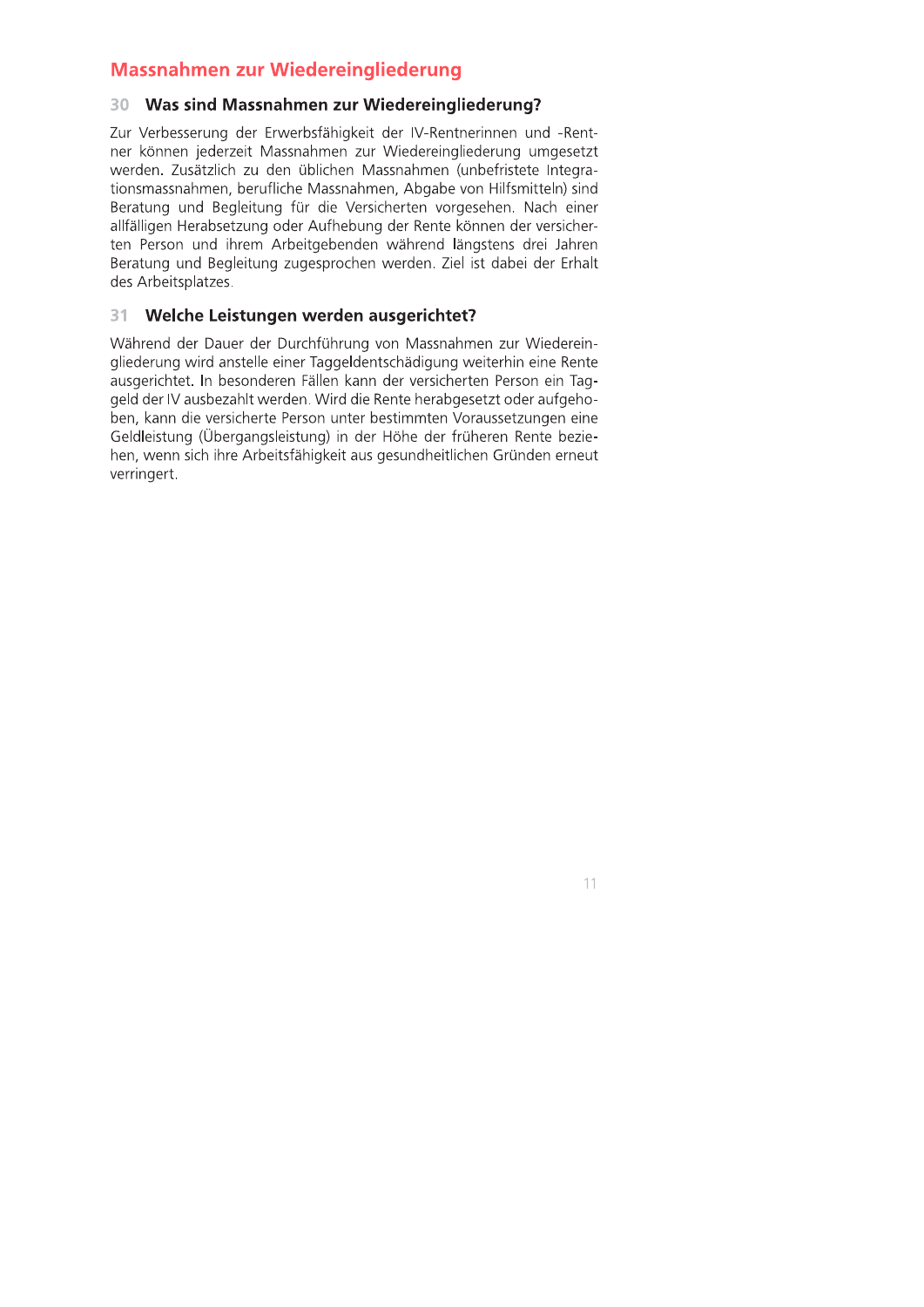## Massnahmen zur Wiedereingliederung

### 30 Was sind Massnahmen zur Wiedereingliederung?

Zur Verbesserung der Erwerbsfähigkeit der IV-Rentnerinnen und -Rentner können jederzeit Massnahmen zur Wiedereingliederung umgesetzt werden. Zusätzlich zu den üblichen Massnahmen (unbefristete Integrationsmassnahmen, berufliche Massnahmen, Abgabe von Hilfsmitteln) sind Beratung und Begleitung für die Versicherten vorgesehen. Nach einer allfälligen Herabsetzung oder Aufhebung der Rente können der versicherten Person und ihrem Arbeitgebenden während längstens drei Jahren Beratung und Begleitung zugesprochen werden. Ziel ist dabei der Erhalt des Arbeitsplatzes.

### 31 Welche Leistungen werden ausgerichtet?

Während der Dauer der Durchführung von Massnahmen zur Wiedereingliederung wird anstelle einer Taggeldentschädigung weiterhin eine Rente ausgerichtet. In besonderen Fällen kann der versicherten Person ein Taggeld der IV ausbezahlt werden. Wird die Rente herabgesetzt oder aufgehoben, kann die versicherte Person unter bestimmten Voraussetzungen eine Geldleistung (Übergangsleistung) in der Höhe der früheren Rente beziehen, wenn sich ihre Arbeitsfähigkeit aus gesundheitlichen Gründen erneut verringert.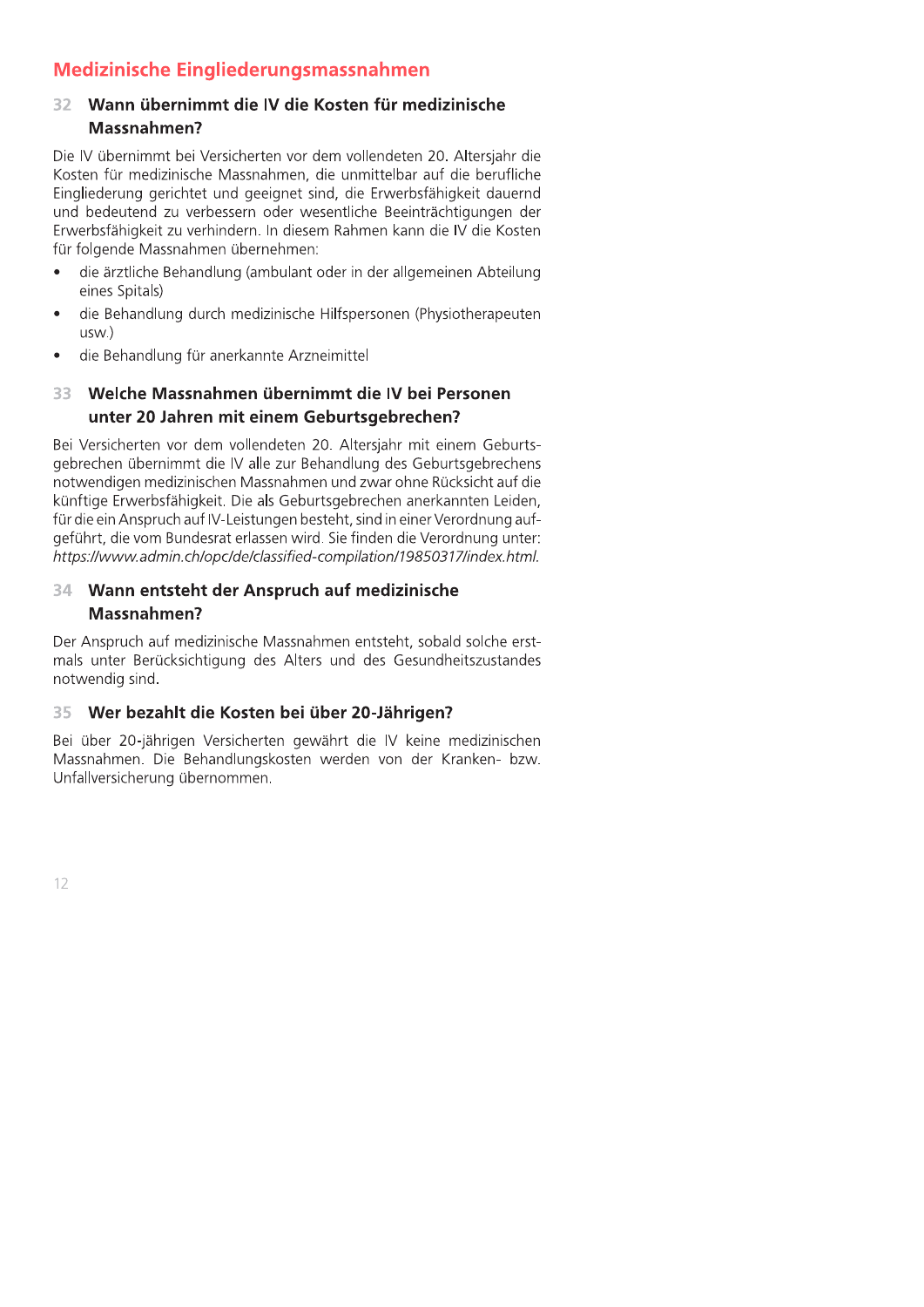## Medizinische Eingliederungsmassnahmen

### 32 Wann übernimmt die IV die Kosten für medizinische Massnahmen?

Die IV übernimmt bei Versicherten vor dem vollendeten 20. Altersjahr die Kosten für medizinische Massnahmen, die unmittelbar auf die berufliche Eingliederung gerichtet und geeignet sind, die Erwerbsfähigkeit dauernd und bedeutend zu verbessern oder wesentliche Beeinträchtigungen der Erwerbsfähigkeit zu verhindern. In diesem Rahmen kann die IV die Kosten für folgende Massnahmen übernehmen:

- die ärztliche Behandlung (ambulant oder in der allgemeinen Abteilung eines Spitals)
- die Behandlung durch medizinische Hilfspersonen (Physiotherapeuten usw.)
- die Behandlung für anerkannte Arzneimittel

### 33 Welche Massnahmen übernimmt die IV bei Personen unter 20 Jahren mit einem Geburtsgebrechen?

Bei Versicherten vor dem vollendeten 20. Altersjahr mit einem Geburtsgebrechen übernimmt die IV alle zur Behandlung des Geburtsgebrechens notwendigen medizinischen Massnahmen und zwar ohne Rücksicht auf die künftige Erwerbsfähigkeit. Die als Geburtsgebrechen anerkannten Leiden, für die ein Anspruch auf IV-Leistungen besteht, sind in einer Verordnung aufgeführt, die vom Bundesrat erlassen wird. Sie finden die Verordnung unter: *https://www.admin.ch/opc/de/classified-compilation/19850317/index.html.*

### 34 Wann entsteht der Anspruch auf medizinische Massnahmen?

Der Anspruch auf medizinische Massnahmen entsteht, sobald solche erstmals unter Berücksichtigung des Alters und des Gesundheitszustandes notwendig sind.

### 35 Wer bezahlt die Kosten bei über 20-Jährigen?

Bei über 20-jährigen Versicherten gewährt die IV keine medizinischen Massnahmen. Die Behandlungskosten werden von der Kranken- bzw. Unfallversicherung übernommen.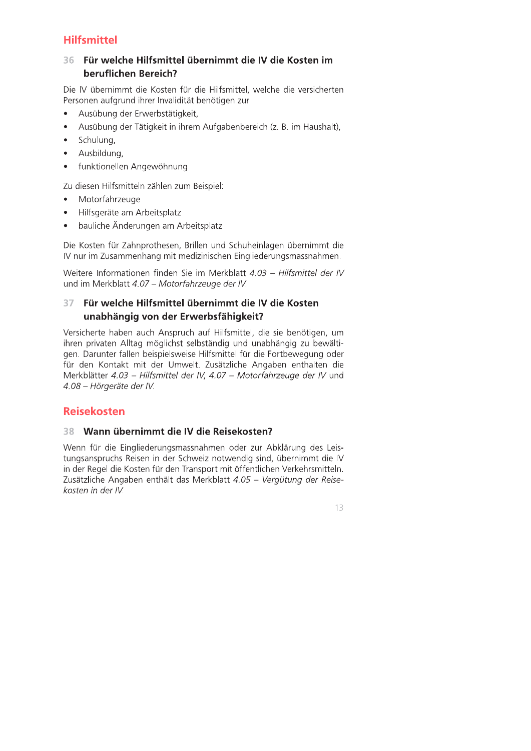## Hilfsmittel

### 36 Für welche Hilfsmittel übernimmt die IV die Kosten im beruflichen Bereich?

Die IV übernimmt die Kosten für die Hilfsmittel, welche die versicherten Personen aufgrund ihrer Invalidität benötigen zur

- Ausübung der Erwerbstätigkeit,
- Ausübung der Tätigkeit in ihrem Aufgabenbereich (z. B. im Haushalt),
- Schulung,
- Ausbildung,
- funktionellen Angewöhnung.

Zu diesen Hilfsmitteln zählen zum Beispiel:

- Motorfahrzeuge
- Hilfsgeräte am Arbeitsplatz
- bauliche Änderungen am Arbeitsplatz

Die Kosten für Zahnprothesen, Brillen und Schuheinlagen übernimmt die IV nur im Zusammenhang mit medizinischen Eingliederungsmassnahmen.

Weitere Informationen finden Sie im Merkblatt *4.03 – Hilfsmittel der IV* und im Merkblatt *4.07 – Motorfahrzeuge der IV*.

### 37 Für welche Hilfsmittel übernimmt die IV die Kosten unabhängig von der Erwerbsfähigkeit?

Versicherte haben auch Anspruch auf Hilfsmittel, die sie benötigen, um ihren privaten Alltag möglichst selbständig und unabhängig zu bewältigen. Darunter fallen beispielsweise Hilfsmittel für die Fortbewegung oder für den Kontakt mit der Umwelt. Zusätzliche Angaben enthalten die Merkblätter *4.03 – Hilfsmittel der IV*, *4.07 – Motorfahrzeuge der IV* und *4.08 – Hörgeräte der IV*.

## Reisekosten

### 38 Wann übernimmt die IV die Reisekosten?

Wenn für die Eingliederungsmassnahmen oder zur Abklärung des Leistungsanspruchs Reisen in der Schweiz notwendig sind, übernimmt die IV in der Regel die Kosten für den Transport mit öffentlichen Verkehrsmitteln. Zusätzliche Angaben enthält das Merkblatt *4.05 – Vergütung der Reisekosten in der IV*.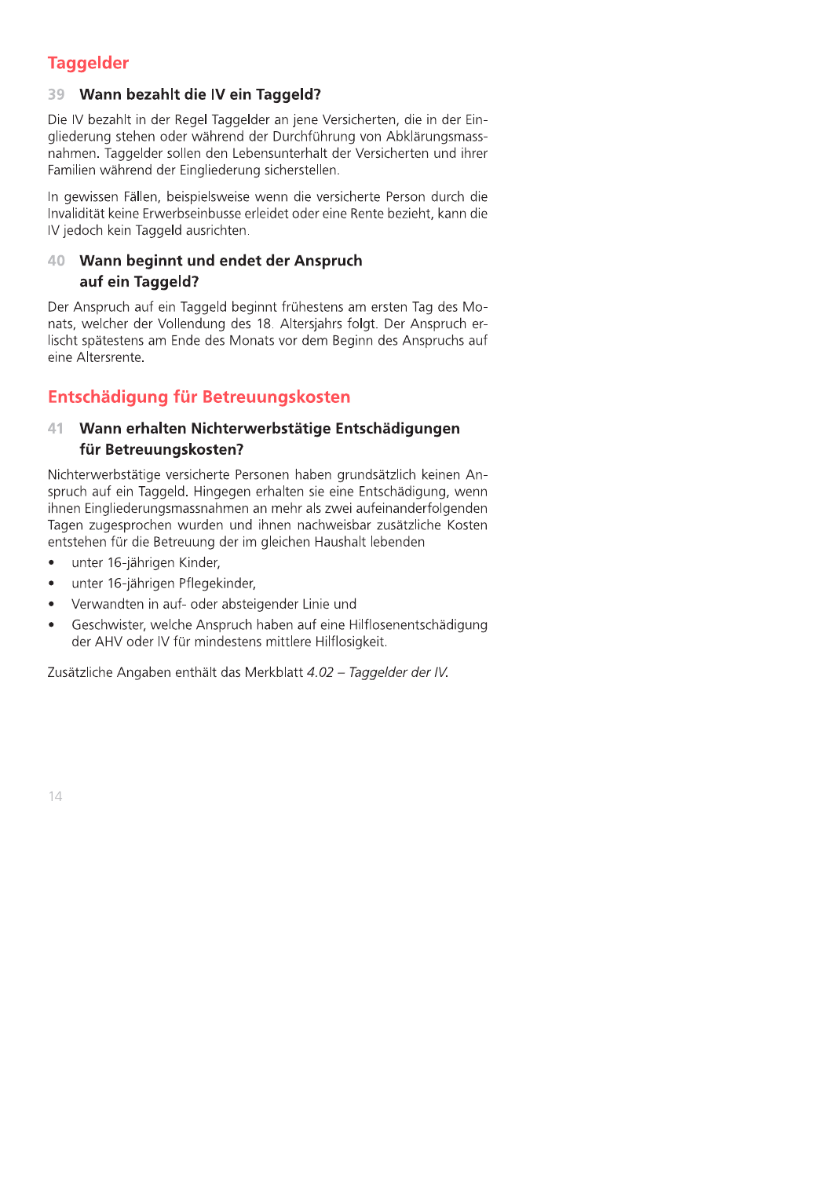## Taggelder

### 39 Wann bezahlt die IV ein Taggeld?

Die IV bezahlt in der Regel Taggelder an jene Versicherten, die in der Eingliederung stehen oder während der Durchführung von Abklärungsmassnahmen. Taggelder sollen den Lebensunterhalt der Versicherten und ihrer Familien während der Eingliederung sicherstellen.

In gewissen Fällen, beispielsweise wenn die versicherte Person durch die Invalidität keine Erwerbseinbusse erleidet oder eine Rente bezieht, kann die IV jedoch kein Taggeld ausrichten.

### 40 Wann beginnt und endet der Anspruch auf ein Taggeld?

Der Anspruch auf ein Taggeld beginnt frühestens am ersten Tag des Monats, welcher der Vollendung des 18. Altersjahrs folgt. Der Anspruch erlischt spätestens am Ende des Monats vor dem Beginn des Anspruchs auf eine Altersrente.

## Entschädigung für Betreuungskosten

### 41 Wann erhalten Nichterwerbstätige Entschädigungen für Betreuungskosten?

Nichterwerbstätige versicherte Personen haben grundsätzlich keinen Anspruch auf ein Taggeld. Hingegen erhalten sie eine Entschädigung, wenn ihnen Eingliederungsmassnahmen an mehr als zwei aufeinanderfolgenden Tagen zugesprochen wurden und ihnen nachweisbar zusätzliche Kosten entstehen für die Betreuung der im gleichen Haushalt lebenden

- unter 16-jährigen Kinder,
- unter 16-jährigen Pflegekinder,
- Verwandten in auf- oder absteigender Linie und
- Geschwister, welche Anspruch haben auf eine Hilflosenentschädigung der AHV oder IV für mindestens mittlere Hilflosigkeit.

Zusätzliche Angaben enthält das Merkblatt *4.02 – Taggelder der IV*.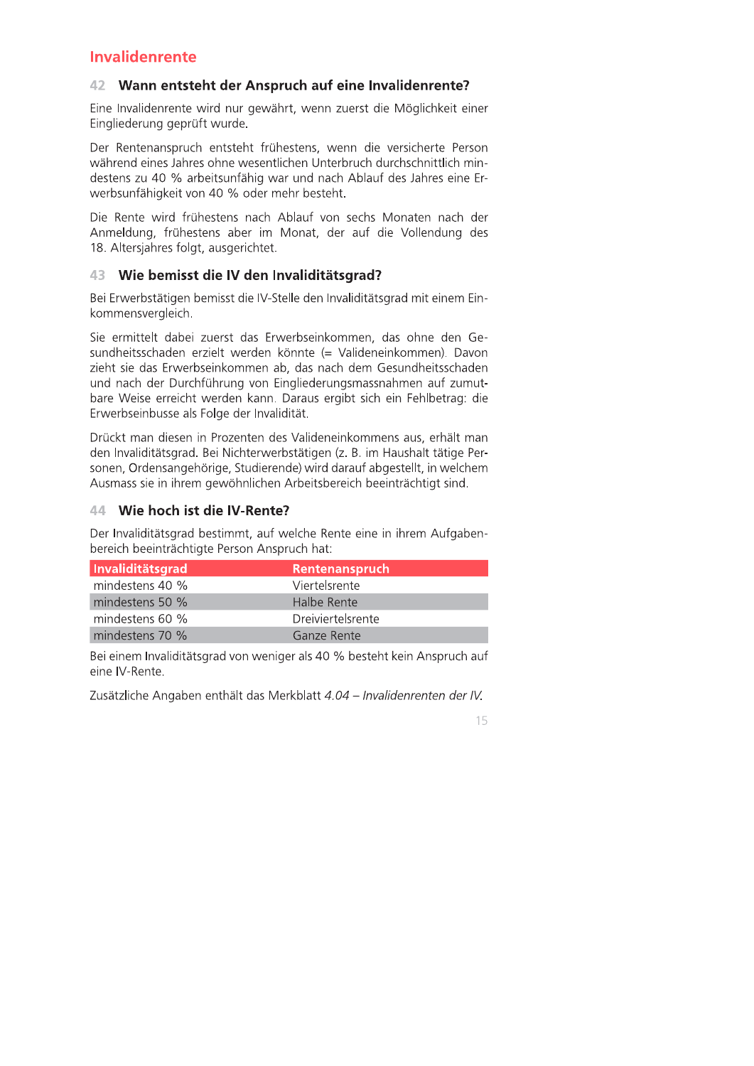# Invalidenrente

## 42 Wann entsteht der Anspruch auf eine Invalidenrente?

Eine Invalidenrente wird nur gewährt, wenn zuerst die Möglichkeit einer Eingliederung geprüft wurde.

Der Rentenanspruch entsteht frühestens, wenn die versicherte Person während eines Jahres ohne wesentlichen Unterbruch durchschnittlich mindestens zu 40 % arbeitsunfähig war und nach Ablauf des Jahres eine Erwerbsunfähigkeit von 40 % oder mehr besteht.

Die Rente wird frühestens nach Ablauf von sechs Monaten nach der Anmeldung, frühestens aber im Monat, der auf die Vollendung des 18. Altersjahres folgt, ausgerichtet.

## 43 Wie bemisst die IV den Invaliditätsgrad?

Bei Erwerbstätigen bemisst die IV-Stelle den Invaliditätsgrad mit einem Einkommensvergleich.

Sie ermittelt dabei zuerst das Erwerbseinkommen, das ohne den Gesundheitsschaden erzielt werden könnte (= Valideneinkommen). Davon zieht sie das Erwerbseinkommen ab, das nach dem Gesundheitsschaden und nach der Durchführung von Eingliederungsmassnahmen auf zumutbare Weise erreicht werden kann. Daraus ergibt sich ein Fehlbetrag: die Erwerbseinbusse als Folge der Invalidität.

Drückt man diesen in Prozenten des Valideneinkommens aus, erhält man den Invaliditätsgrad. Bei Nichterwerbstätigen (z. B. im Haushalt tätige Personen, Ordensangehörige, Studierende) wird darauf abgestellt, in welchem Ausmass sie in ihrem gewöhnlichen Arbeitsbereich beeinträchtigt sind.

## 44 Wie hoch ist die IV-Rente?

Der Invaliditätsgrad bestimmt, auf welche Rente eine in ihrem Aufgabenbereich beeinträchtigte Person Anspruch hat:

| Invaliditätsgrad | Rentenanspruch |
|---|---|
| mindestens 40 % | Viertelsrente |
| mindestens 50 % | Halbe Rente |
| mindestens 60 % | Dreiviertelsrente |
| mindestens 70 % | Ganze Rente |

Bei einem Invaliditätsgrad von weniger als 40 % besteht kein Anspruch auf eine IV-Rente.

Zusätzliche Angaben enthält das Merkblatt *4.04 – Invalidenrenten der IV*.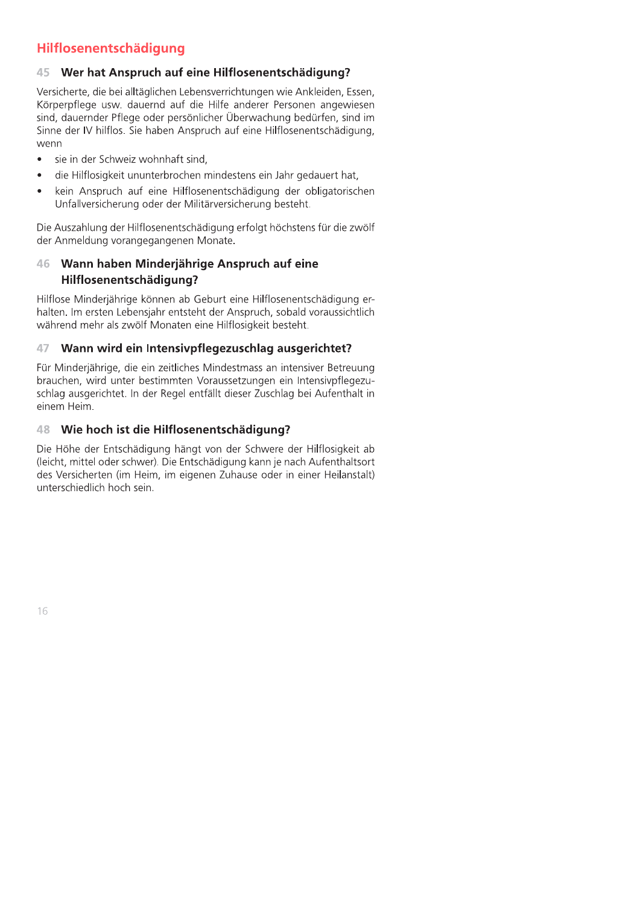## Hilflosenentschädigung

### 45 Wer hat Anspruch auf eine Hilflosenentschädigung?

Versicherte, die bei alltäglichen Lebensverrichtungen wie Ankleiden, Essen, Körperpflege usw. dauernd auf die Hilfe anderer Personen angewiesen sind, dauernder Pflege oder persönlicher Überwachung bedürfen, sind im Sinne der IV hilflos. Sie haben Anspruch auf eine Hilflosenentschädigung, wenn

- sie in der Schweiz wohnhaft sind,
- die Hilflosigkeit ununterbrochen mindestens ein Jahr gedauert hat,
- kein Anspruch auf eine Hilflosenentschädigung der obligatorischen Unfallversicherung oder der Militärversicherung besteht.

Die Auszahlung der Hilflosenentschädigung erfolgt höchstens für die zwölf der Anmeldung vorangegangenen Monate.

### 46 Wann haben Minderjährige Anspruch auf eine Hilflosenentschädigung?

Hilflose Minderjährige können ab Geburt eine Hilflosenentschädigung erhalten. Im ersten Lebensjahr entsteht der Anspruch, sobald voraussichtlich während mehr als zwölf Monaten eine Hilflosigkeit besteht.

### 47 Wann wird ein Intensivpflegezuschlag ausgerichtet?

Für Minderjährige, die ein zeitliches Mindestmass an intensiver Betreuung brauchen, wird unter bestimmten Voraussetzungen ein Intensivpflegezuschlag ausgerichtet. In der Regel entfällt dieser Zuschlag bei Aufenthalt in einem Heim.

### 48 Wie hoch ist die Hilflosenentschädigung?

Die Höhe der Entschädigung hängt von der Schwere der Hilflosigkeit ab (leicht, mittel oder schwer). Die Entschädigung kann je nach Aufenthaltsort des Versicherten (im Heim, im eigenen Zuhause oder in einer Heilanstalt) unterschiedlich hoch sein.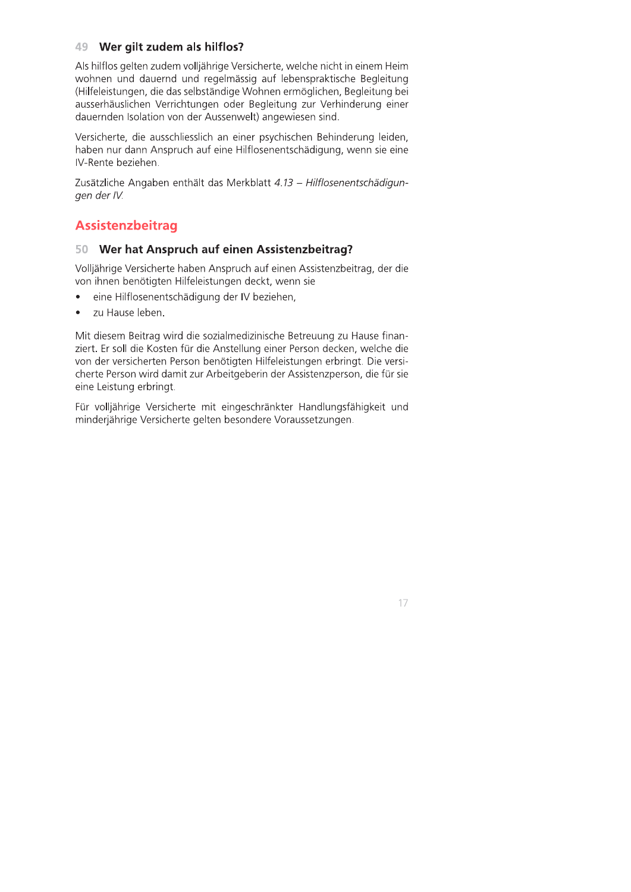### 49 Wer gilt zudem als hilflos?

Als hilflos gelten zudem volljährige Versicherte, welche nicht in einem Heim wohnen und dauernd und regelmässig auf lebenspraktische Begleitung (Hilfeleistungen, die das selbständige Wohnen ermöglichen, Begleitung bei ausserhäuslichen Verrichtungen oder Begleitung zur Verhinderung einer dauernden Isolation von der Aussenwelt) angewiesen sind.

Versicherte, die ausschliesslich an einer psychischen Behinderung leiden, haben nur dann Anspruch auf eine Hilflosenentschädigung, wenn sie eine IV-Rente beziehen.

Zusätzliche Angaben enthält das Merkblatt *4.13 – Hilflosenentschädigungen der IV.*

## Assistenzbeitrag

### 50 Wer hat Anspruch auf einen Assistenzbeitrag?

Volljährige Versicherte haben Anspruch auf einen Assistenzbeitrag, der die von ihnen benötigten Hilfeleistungen deckt, wenn sie

- eine Hilflosenentschädigung der IV beziehen,
- zu Hause leben.

Mit diesem Beitrag wird die sozialmedizinische Betreuung zu Hause finanziert. Er soll die Kosten für die Anstellung einer Person decken, welche die von der versicherten Person benötigten Hilfeleistungen erbringt. Die versicherte Person wird damit zur Arbeitgeberin der Assistenzperson, die für sie eine Leistung erbringt.

Für volljährige Versicherte mit eingeschränkter Handlungsfähigkeit und minderjährige Versicherte gelten besondere Voraussetzungen.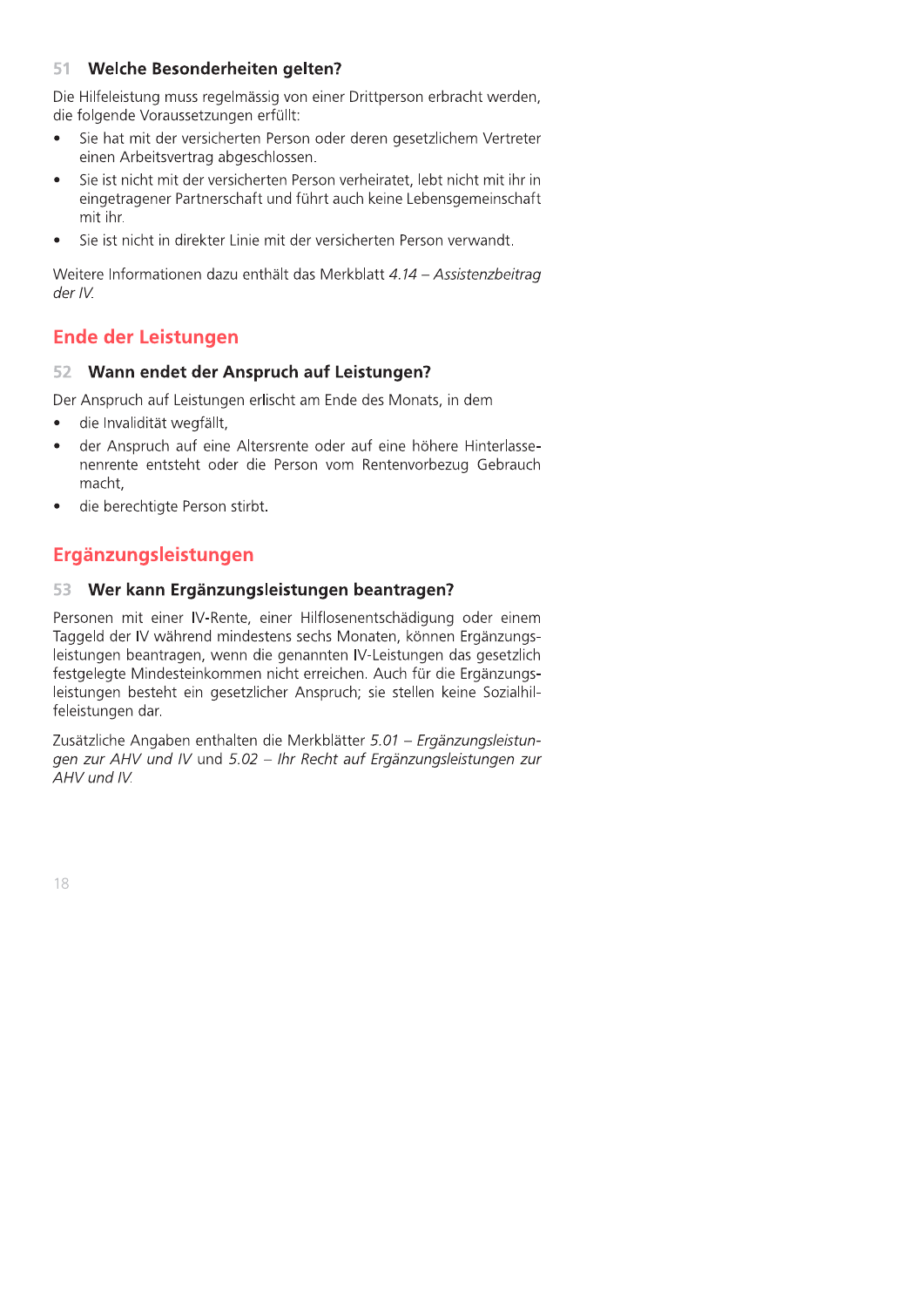### 51 Welche Besonderheiten gelten?

Die Hilfeleistung muss regelmässig von einer Drittperson erbracht werden, die folgende Voraussetzungen erfüllt:

- Sie hat mit der versicherten Person oder deren gesetzlichem Vertreter einen Arbeitsvertrag abgeschlossen.
- Sie ist nicht mit der versicherten Person verheiratet, lebt nicht mit ihr in eingetragener Partnerschaft und führt auch keine Lebensgemeinschaft mit ihr.
- Sie ist nicht in direkter Linie mit der versicherten Person verwandt.

Weitere Informationen dazu enthält das Merkblatt *4.14 – Assistenzbeitrag der IV.*

## Ende der Leistungen

### 52 Wann endet der Anspruch auf Leistungen?

Der Anspruch auf Leistungen erlischt am Ende des Monats, in dem

- die Invalidität wegfällt,
- der Anspruch auf eine Altersrente oder auf eine höhere Hinterlassenenrente entsteht oder die Person vom Rentenvorbezug Gebrauch macht,
- die berechtigte Person stirbt.

## Ergänzungsleistungen

### 53 Wer kann Ergänzungsleistungen beantragen?

Personen mit einer IV-Rente, einer Hilflosenentschädigung oder einem Taggeld der IV während mindestens sechs Monaten, können Ergänzungsleistungen beantragen, wenn die genannten IV-Leistungen das gesetzlich festgelegte Mindesteinkommen nicht erreichen. Auch für die Ergänzungsleistungen besteht ein gesetzlicher Anspruch; sie stellen keine Sozialhilfeleistungen dar.

Zusätzliche Angaben enthalten die Merkblätter *5.01 – Ergänzungsleistungen zur AHV und IV* und *5.02 – Ihr Recht auf Ergänzungsleistungen zur AHV und IV.*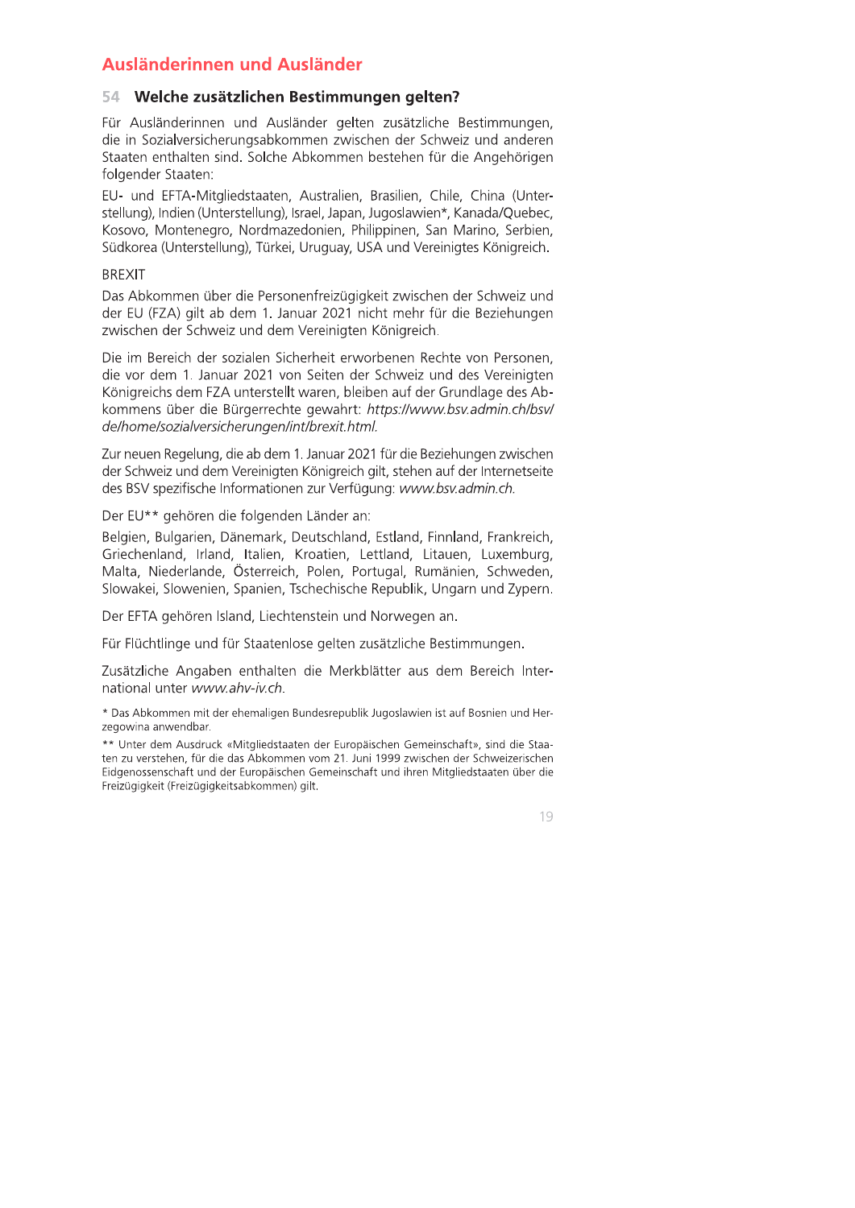# Ausländerinnen und Ausländer

## 54 Welche zusätzlichen Bestimmungen gelten?

Für Ausländerinnen und Ausländer gelten zusätzliche Bestimmungen, die in Sozialversicherungsabkommen zwischen der Schweiz und anderen Staaten enthalten sind. Solche Abkommen bestehen für die Angehörigen folgender Staaten:

EU- und EFTA-Mitgliedstaaten, Australien, Brasilien, Chile, China (Unterstellung), Indien (Unterstellung), Israel, Japan, Jugoslawien*, Kanada/Quebec, Kosovo, Montenegro, Nordmazedonien, Philippinen, San Marino, Serbien, Südkorea (Unterstellung), Türkei, Uruguay, USA und Vereinigtes Königreich.

BREXIT

Das Abkommen über die Personenfreizügigkeit zwischen der Schweiz und der EU (FZA) gilt ab dem 1. Januar 2021 nicht mehr für die Beziehungen zwischen der Schweiz und dem Vereinigten Königreich.

Die im Bereich der sozialen Sicherheit erworbenen Rechte von Personen, die vor dem 1. Januar 2021 von Seiten der Schweiz und des Vereinigten Königreichs dem FZA unterstellt waren, bleiben auf der Grundlage des Abkommens über die Bürgerrechte gewahrt: *https://www.bsv.admin.ch/bsv/de/home/sozialversicherungen/int/brexit.html.*

Zur neuen Regelung, die ab dem 1. Januar 2021 für die Beziehungen zwischen der Schweiz und dem Vereinigten Königreich gilt, stehen auf der Internetseite des BSV spezifische Informationen zur Verfügung: *www.bsv.admin.ch.*

Der EU** gehören die folgenden Länder an:

Belgien, Bulgarien, Dänemark, Deutschland, Estland, Finnland, Frankreich, Griechenland, Irland, Italien, Kroatien, Lettland, Litauen, Luxemburg, Malta, Niederlande, Österreich, Polen, Portugal, Rumänien, Schweden, Slowakei, Slowenien, Spanien, Tschechische Republik, Ungarn und Zypern.

Der EFTA gehören Island, Liechtenstein und Norwegen an.

Für Flüchtlinge und für Staatenlose gelten zusätzliche Bestimmungen.

Zusätzliche Angaben enthalten die Merkblätter aus dem Bereich International unter *www.ahv-iv.ch.*

\* Das Abkommen mit der ehemaligen Bundesrepublik Jugoslawien ist auf Bosnien und Herzegowina anwendbar.

\*\* Unter dem Ausdruck «Mitgliedstaaten der Europäischen Gemeinschaft», sind die Staaten zu verstehen, für die das Abkommen vom 21. Juni 1999 zwischen der Schweizerischen Eidgenossenschaft und der Europäischen Gemeinschaft und ihren Mitgliedstaaten über die Freizügigkeit (Freizügigkeitsabkommen) gilt.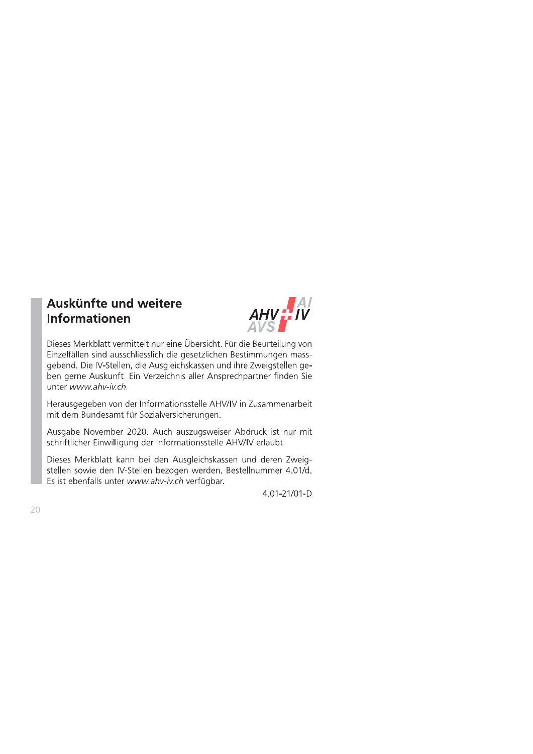## Auskünfte und weitere Informationen

Dieses Merkblatt vermittelt nur eine Übersicht. Für die Beurteilung von Einzelfällen sind ausschliesslich die gesetzlichen Bestimmungen massgebend. Die IV-Stellen, die Ausgleichskassen und ihre Zweigstellen geben gerne Auskunft. Ein Verzeichnis aller Ansprechpartner finden Sie unter *www.ahv-iv.ch*.

Herausgegeben von der Informationsstelle AHV/IV in Zusammenarbeit mit dem Bundesamt für Sozialversicherungen.

Ausgabe November 2020. Auch auszugsweiser Abdruck ist nur mit schriftlicher Einwilligung der Informationsstelle AHV/IV erlaubt.

Dieses Merkblatt kann bei den Ausgleichskassen und deren Zweigstellen sowie den IV-Stellen bezogen werden. Bestellnummer 4.01/d. Es ist ebenfalls unter *www.ahv-iv.ch* verfügbar.

4.01-21/01-D